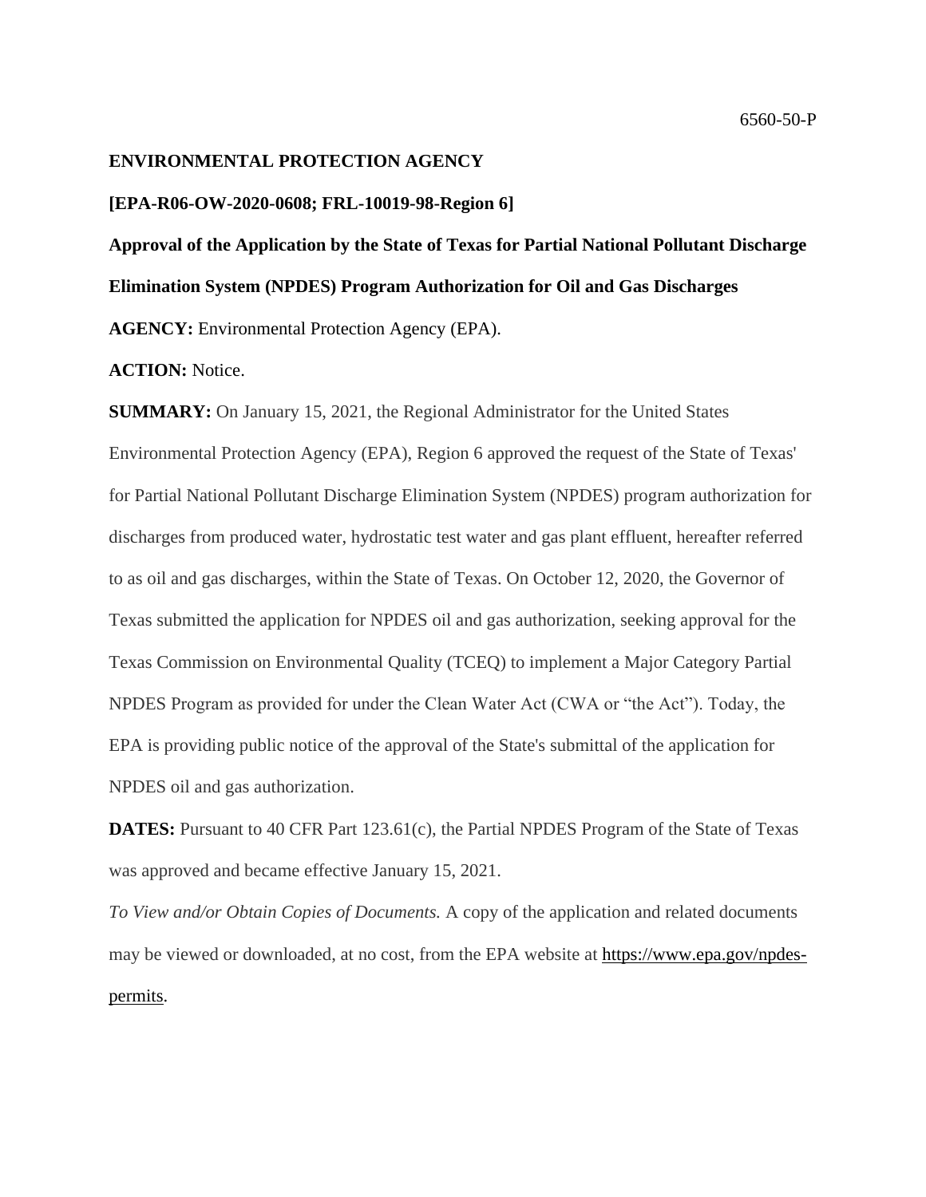6560-50-P

**ENVIRONMENTAL PROTECTION AGENCY**

**[EPA-R06-OW-2020-0608; FRL-10019-98-Region 6]**

**Approval of the Application by the State of Texas for Partial National Pollutant Discharge Elimination System (NPDES) Program Authorization for Oil and Gas Discharges**

**AGENCY:** Environmental Protection Agency (EPA).

**ACTION:** Notice.

**SUMMARY:** On January 15, 2021, the Regional Administrator for the United States Environmental Protection Agency (EPA), Region 6 approved the request of the State of Texas' for Partial National Pollutant Discharge Elimination System (NPDES) program authorization for discharges from produced water, hydrostatic test water and gas plant effluent, hereafter referred to as oil and gas discharges, within the State of Texas. On October 12, 2020, the Governor of Texas submitted the application for NPDES oil and gas authorization, seeking approval for the Texas Commission on Environmental Quality (TCEQ) to implement a Major Category Partial NPDES Program as provided for under the Clean Water Act (CWA or "the Act"). Today, the EPA is providing public notice of the approval of the State's submittal of the application for NPDES oil and gas authorization.

**DATES:** Pursuant to 40 CFR Part 123.61(c), the Partial NPDES Program of the State of Texas was approved and became effective January 15, 2021.

*To View and/or Obtain Copies of Documents.* A copy of the application and related documents may be viewed or downloaded, at no cost, from the EPA website at https://www.epa.gov/npdes-permits.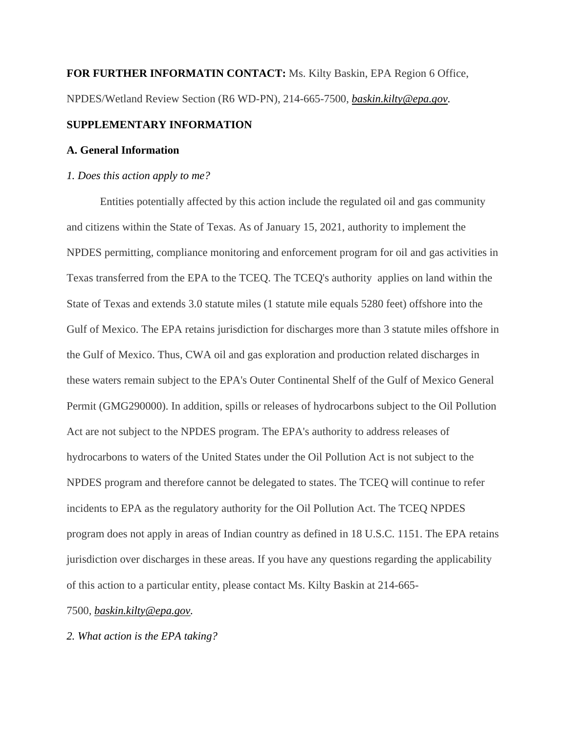**FOR FURTHER INFORMATIN CONTACT:** Ms. Kilty Baskin, EPA Region 6 Office, NPDES/Wetland Review Section (R6 WD-PN), 214-665-7500, *baskin.kilty@epa.gov*.

**SUPPLEMENTARY INFORMATION**

**A. General Information**

*1. Does this action apply to me?*

Entities potentially affected by this action include the regulated oil and gas community and citizens within the State of Texas. As of January 15, 2021, authority to implement the NPDES permitting, compliance monitoring and enforcement program for oil and gas activities in Texas transferred from the EPA to the TCEQ. The TCEQ's authority applies on land within the State of Texas and extends 3.0 statute miles (1 statute mile equals 5280 feet) offshore into the Gulf of Mexico. The EPA retains jurisdiction for discharges more than 3 statute miles offshore in the Gulf of Mexico. Thus, CWA oil and gas exploration and production related discharges in these waters remain subject to the EPA's Outer Continental Shelf of the Gulf of Mexico General Permit (GMG290000). In addition, spills or releases of hydrocarbons subject to the Oil Pollution Act are not subject to the NPDES program. The EPA's authority to address releases of hydrocarbons to waters of the United States under the Oil Pollution Act is not subject to the NPDES program and therefore cannot be delegated to states. The TCEQ will continue to refer incidents to EPA as the regulatory authority for the Oil Pollution Act. The TCEQ NPDES program does not apply in areas of Indian country as defined in 18 U.S.C. 1151. The EPA retains jurisdiction over discharges in these areas. If you have any questions regarding the applicability of this action to a particular entity, please contact Ms. Kilty Baskin at 214-665-7500, *baskin.kilty@epa.gov*.

*2. What action is the EPA taking?*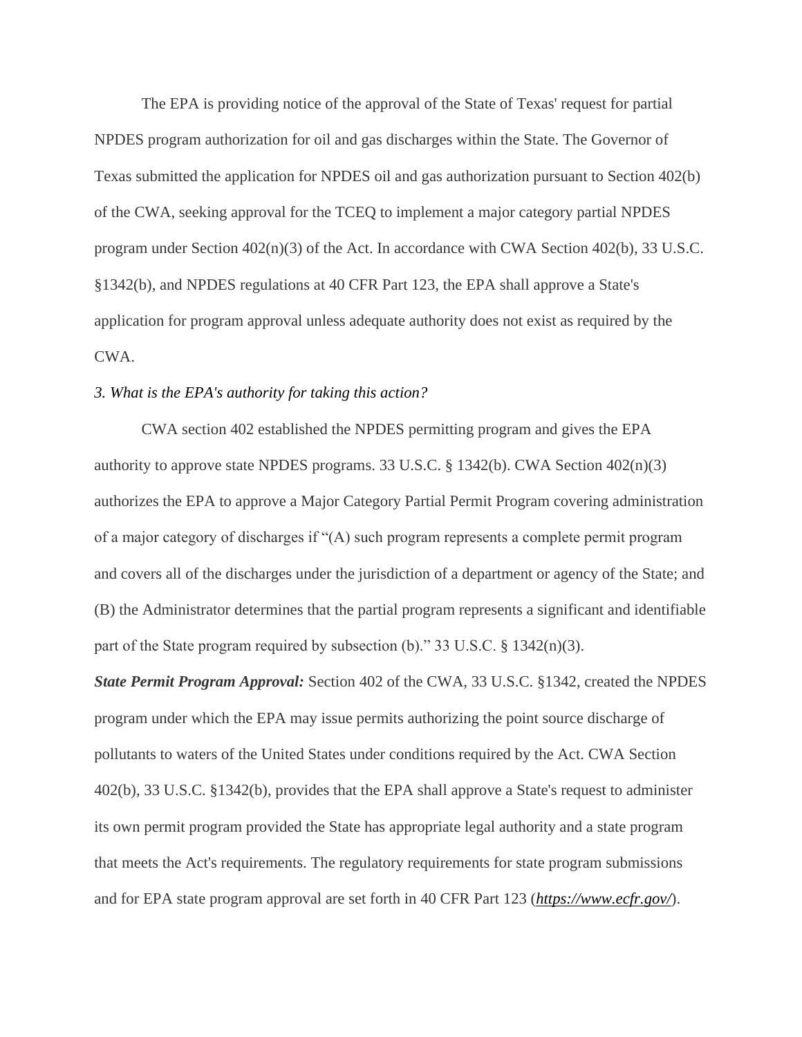The EPA is providing notice of the approval of the State of Texas' request for partial NPDES program authorization for oil and gas discharges within the State. The Governor of Texas submitted the application for NPDES oil and gas authorization pursuant to Section 402(b) of the CWA, seeking approval for the TCEQ to implement a major category partial NPDES program under Section 402(n)(3) of the Act. In accordance with CWA Section 402(b), 33 U.S.C. §1342(b), and NPDES regulations at 40 CFR Part 123, the EPA shall approve a State's application for program approval unless adequate authority does not exist as required by the CWA.

*3. What is the EPA's authority for taking this action?*

CWA section 402 established the NPDES permitting program and gives the EPA authority to approve state NPDES programs. 33 U.S.C. § 1342(b). CWA Section 402(n)(3) authorizes the EPA to approve a Major Category Partial Permit Program covering administration of a major category of discharges if "(A) such program represents a complete permit program and covers all of the discharges under the jurisdiction of a department or agency of the State; and (B) the Administrator determines that the partial program represents a significant and identifiable part of the State program required by subsection (b)." 33 U.S.C. § 1342(n)(3).

***State Permit Program Approval:*** Section 402 of the CWA, 33 U.S.C. §1342, created the NPDES program under which the EPA may issue permits authorizing the point source discharge of pollutants to waters of the United States under conditions required by the Act. CWA Section 402(b), 33 U.S.C. §1342(b), provides that the EPA shall approve a State's request to administer its own permit program provided the State has appropriate legal authority and a state program that meets the Act's requirements. The regulatory requirements for state program submissions and for EPA state program approval are set forth in 40 CFR Part 123 (***https://www.ecfr.gov/***).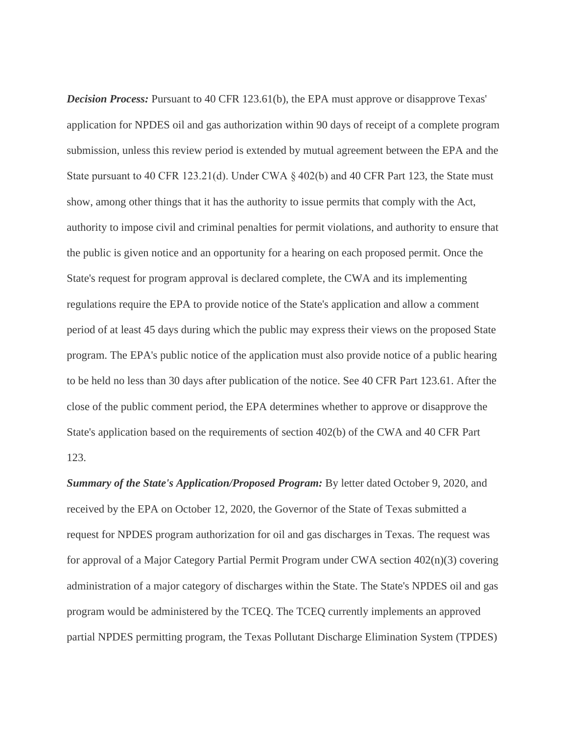***Decision Process:*** Pursuant to 40 CFR 123.61(b), the EPA must approve or disapprove Texas' application for NPDES oil and gas authorization within 90 days of receipt of a complete program submission, unless this review period is extended by mutual agreement between the EPA and the State pursuant to 40 CFR 123.21(d). Under CWA § 402(b) and 40 CFR Part 123, the State must show, among other things that it has the authority to issue permits that comply with the Act, authority to impose civil and criminal penalties for permit violations, and authority to ensure that the public is given notice and an opportunity for a hearing on each proposed permit. Once the State's request for program approval is declared complete, the CWA and its implementing regulations require the EPA to provide notice of the State's application and allow a comment period of at least 45 days during which the public may express their views on the proposed State program. The EPA's public notice of the application must also provide notice of a public hearing to be held no less than 30 days after publication of the notice. See 40 CFR Part 123.61. After the close of the public comment period, the EPA determines whether to approve or disapprove the State's application based on the requirements of section 402(b) of the CWA and 40 CFR Part 123.

***Summary of the State's Application/Proposed Program:*** By letter dated October 9, 2020, and received by the EPA on October 12, 2020, the Governor of the State of Texas submitted a request for NPDES program authorization for oil and gas discharges in Texas. The request was for approval of a Major Category Partial Permit Program under CWA section 402(n)(3) covering administration of a major category of discharges within the State. The State's NPDES oil and gas program would be administered by the TCEQ. The TCEQ currently implements an approved partial NPDES permitting program, the Texas Pollutant Discharge Elimination System (TPDES)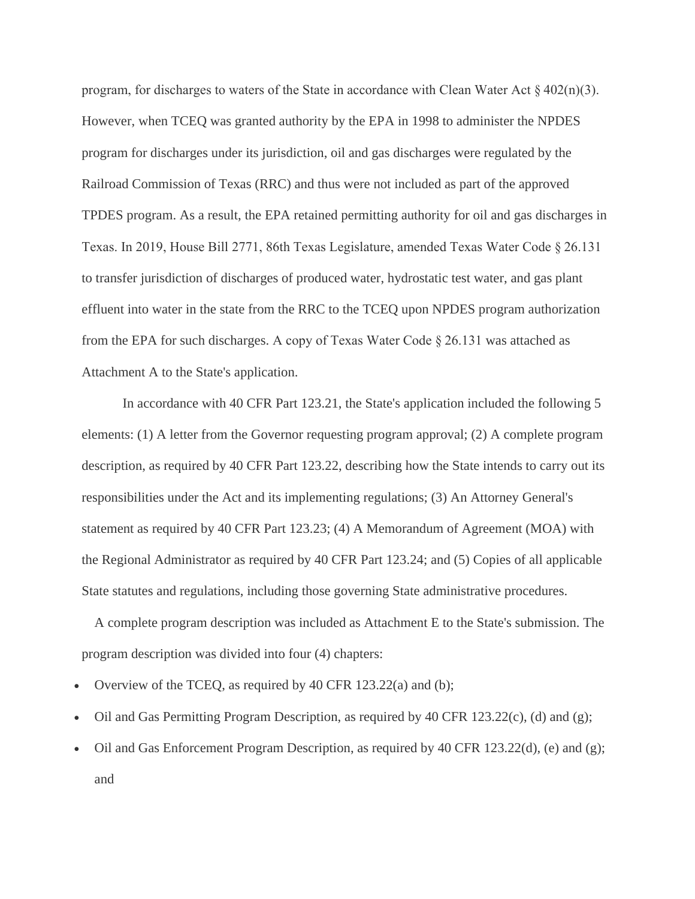program, for discharges to waters of the State in accordance with Clean Water Act § 402(n)(3). However, when TCEQ was granted authority by the EPA in 1998 to administer the NPDES program for discharges under its jurisdiction, oil and gas discharges were regulated by the Railroad Commission of Texas (RRC) and thus were not included as part of the approved TPDES program. As a result, the EPA retained permitting authority for oil and gas discharges in Texas. In 2019, House Bill 2771, 86th Texas Legislature, amended Texas Water Code § 26.131 to transfer jurisdiction of discharges of produced water, hydrostatic test water, and gas plant effluent into water in the state from the RRC to the TCEQ upon NPDES program authorization from the EPA for such discharges. A copy of Texas Water Code § 26.131 was attached as Attachment A to the State's application.

In accordance with 40 CFR Part 123.21, the State's application included the following 5 elements: (1) A letter from the Governor requesting program approval; (2) A complete program description, as required by 40 CFR Part 123.22, describing how the State intends to carry out its responsibilities under the Act and its implementing regulations; (3) An Attorney General's statement as required by 40 CFR Part 123.23; (4) A Memorandum of Agreement (MOA) with the Regional Administrator as required by 40 CFR Part 123.24; and (5) Copies of all applicable State statutes and regulations, including those governing State administrative procedures.

A complete program description was included as Attachment E to the State's submission. The program description was divided into four (4) chapters:

- Overview of the TCEQ, as required by 40 CFR 123.22(a) and (b);
- Oil and Gas Permitting Program Description, as required by 40 CFR 123.22(c), (d) and (g);
- Oil and Gas Enforcement Program Description, as required by 40 CFR 123.22(d), (e) and (g); and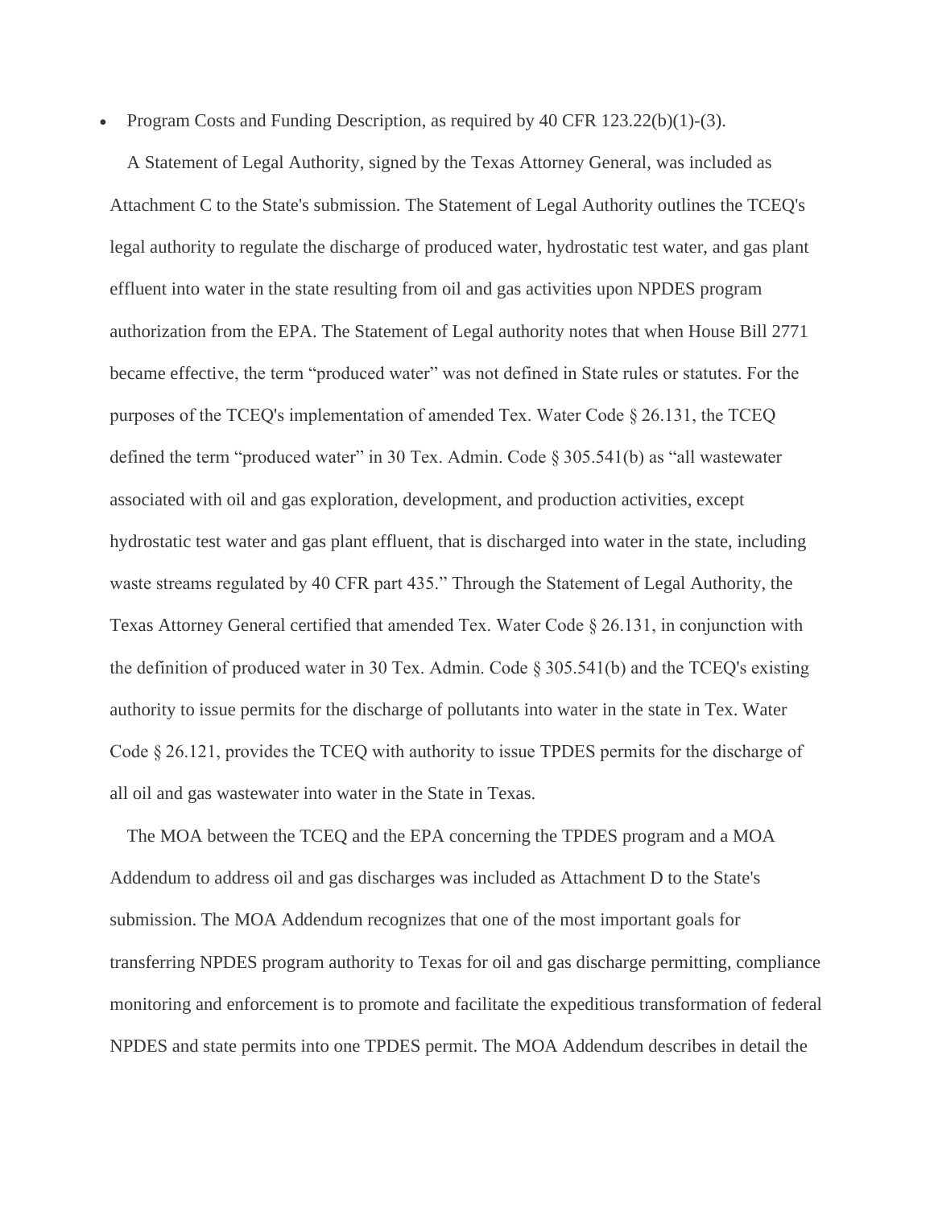- Program Costs and Funding Description, as required by 40 CFR 123.22(b)(1)-(3).

A Statement of Legal Authority, signed by the Texas Attorney General, was included as Attachment C to the State's submission. The Statement of Legal Authority outlines the TCEQ's legal authority to regulate the discharge of produced water, hydrostatic test water, and gas plant effluent into water in the state resulting from oil and gas activities upon NPDES program authorization from the EPA. The Statement of Legal authority notes that when House Bill 2771 became effective, the term "produced water" was not defined in State rules or statutes. For the purposes of the TCEQ's implementation of amended Tex. Water Code § 26.131, the TCEQ defined the term "produced water" in 30 Tex. Admin. Code § 305.541(b) as "all wastewater associated with oil and gas exploration, development, and production activities, except hydrostatic test water and gas plant effluent, that is discharged into water in the state, including waste streams regulated by 40 CFR part 435." Through the Statement of Legal Authority, the Texas Attorney General certified that amended Tex. Water Code § 26.131, in conjunction with the definition of produced water in 30 Tex. Admin. Code § 305.541(b) and the TCEQ's existing authority to issue permits for the discharge of pollutants into water in the state in Tex. Water Code § 26.121, provides the TCEQ with authority to issue TPDES permits for the discharge of all oil and gas wastewater into water in the State in Texas.

The MOA between the TCEQ and the EPA concerning the TPDES program and a MOA Addendum to address oil and gas discharges was included as Attachment D to the State's submission. The MOA Addendum recognizes that one of the most important goals for transferring NPDES program authority to Texas for oil and gas discharge permitting, compliance monitoring and enforcement is to promote and facilitate the expeditious transformation of federal NPDES and state permits into one TPDES permit. The MOA Addendum describes in detail the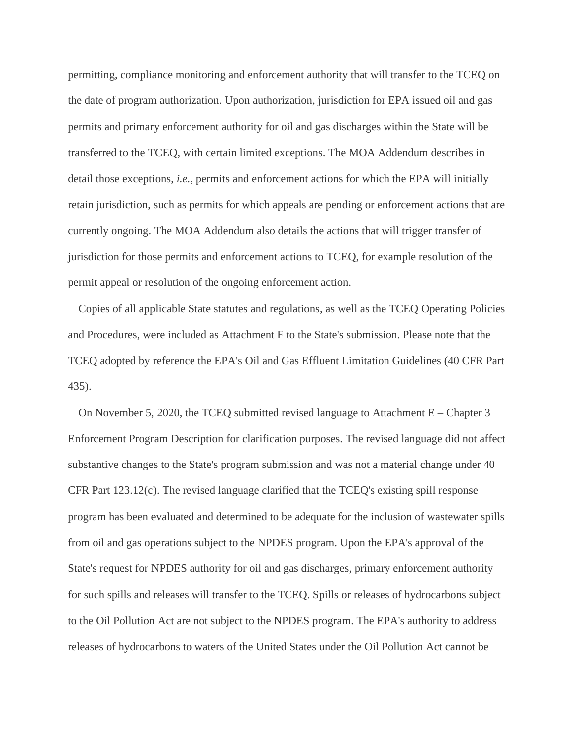permitting, compliance monitoring and enforcement authority that will transfer to the TCEQ on the date of program authorization. Upon authorization, jurisdiction for EPA issued oil and gas permits and primary enforcement authority for oil and gas discharges within the State will be transferred to the TCEQ, with certain limited exceptions. The MOA Addendum describes in detail those exceptions, *i.e.,* permits and enforcement actions for which the EPA will initially retain jurisdiction, such as permits for which appeals are pending or enforcement actions that are currently ongoing. The MOA Addendum also details the actions that will trigger transfer of jurisdiction for those permits and enforcement actions to TCEQ, for example resolution of the permit appeal or resolution of the ongoing enforcement action.

Copies of all applicable State statutes and regulations, as well as the TCEQ Operating Policies and Procedures, were included as Attachment F to the State's submission. Please note that the TCEQ adopted by reference the EPA's Oil and Gas Effluent Limitation Guidelines (40 CFR Part 435).

On November 5, 2020, the TCEQ submitted revised language to Attachment E – Chapter 3 Enforcement Program Description for clarification purposes. The revised language did not affect substantive changes to the State's program submission and was not a material change under 40 CFR Part 123.12(c). The revised language clarified that the TCEQ's existing spill response program has been evaluated and determined to be adequate for the inclusion of wastewater spills from oil and gas operations subject to the NPDES program. Upon the EPA's approval of the State's request for NPDES authority for oil and gas discharges, primary enforcement authority for such spills and releases will transfer to the TCEQ. Spills or releases of hydrocarbons subject to the Oil Pollution Act are not subject to the NPDES program. The EPA's authority to address releases of hydrocarbons to waters of the United States under the Oil Pollution Act cannot be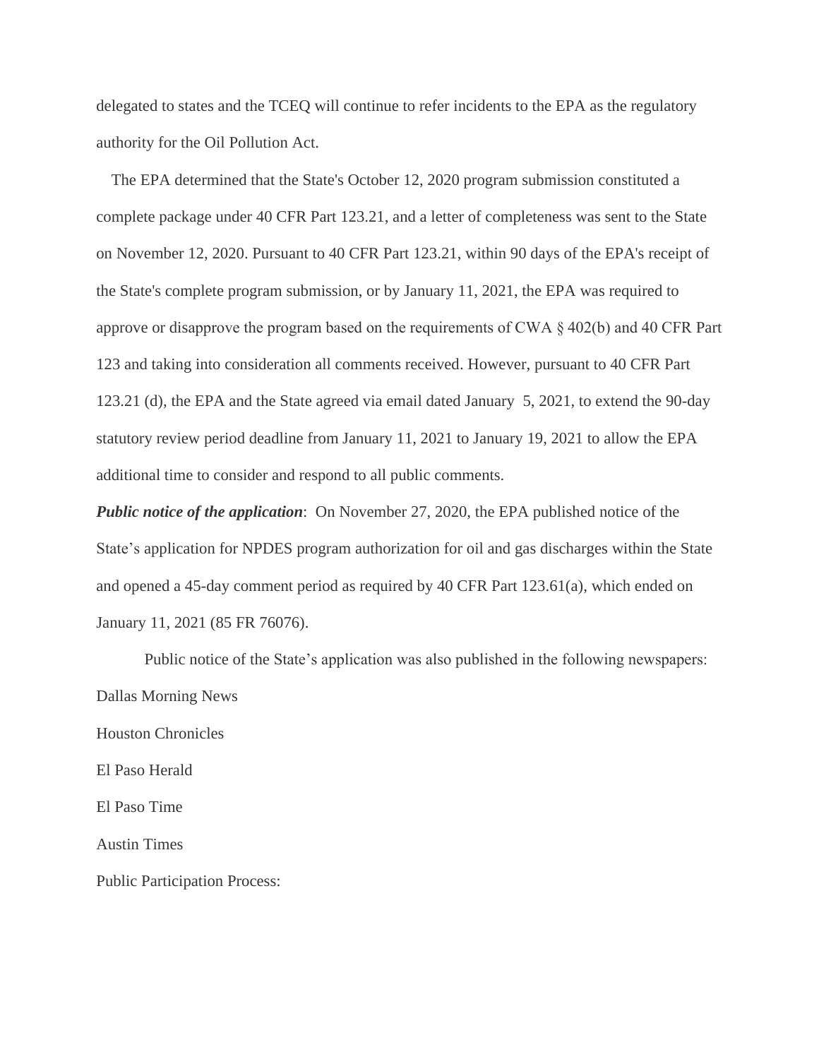delegated to states and the TCEQ will continue to refer incidents to the EPA as the regulatory authority for the Oil Pollution Act.

The EPA determined that the State's October 12, 2020 program submission constituted a complete package under 40 CFR Part 123.21, and a letter of completeness was sent to the State on November 12, 2020. Pursuant to 40 CFR Part 123.21, within 90 days of the EPA's receipt of the State's complete program submission, or by January 11, 2021, the EPA was required to approve or disapprove the program based on the requirements of CWA § 402(b) and 40 CFR Part 123 and taking into consideration all comments received. However, pursuant to 40 CFR Part 123.21 (d), the EPA and the State agreed via email dated January 5, 2021, to extend the 90-day statutory review period deadline from January 11, 2021 to January 19, 2021 to allow the EPA additional time to consider and respond to all public comments.

***Public notice of the application***: On November 27, 2020, the EPA published notice of the State's application for NPDES program authorization for oil and gas discharges within the State and opened a 45-day comment period as required by 40 CFR Part 123.61(a), which ended on January 11, 2021 (85 FR 76076).

Public notice of the State's application was also published in the following newspapers:

Dallas Morning News

Houston Chronicles

El Paso Herald

El Paso Time

Austin Times

Public Participation Process: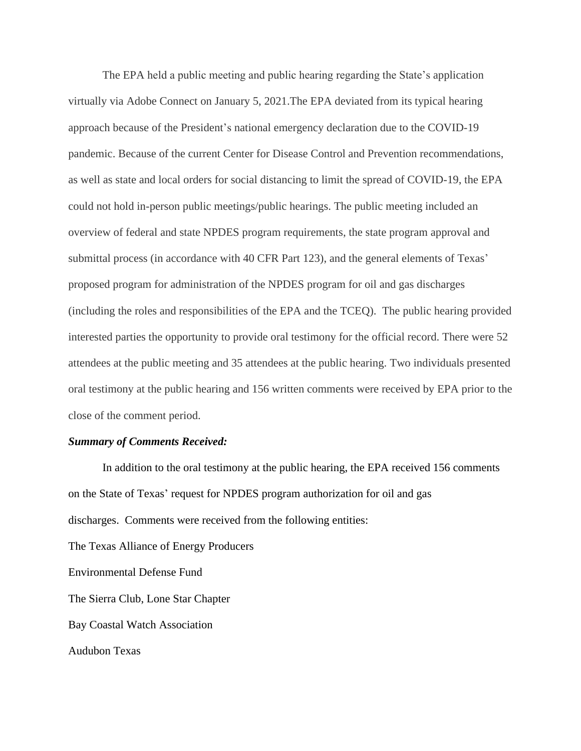The EPA held a public meeting and public hearing regarding the State's application virtually via Adobe Connect on January 5, 2021.The EPA deviated from its typical hearing approach because of the President's national emergency declaration due to the COVID-19 pandemic. Because of the current Center for Disease Control and Prevention recommendations, as well as state and local orders for social distancing to limit the spread of COVID-19, the EPA could not hold in-person public meetings/public hearings. The public meeting included an overview of federal and state NPDES program requirements, the state program approval and submittal process (in accordance with 40 CFR Part 123), and the general elements of Texas' proposed program for administration of the NPDES program for oil and gas discharges (including the roles and responsibilities of the EPA and the TCEQ). The public hearing provided interested parties the opportunity to provide oral testimony for the official record. There were 52 attendees at the public meeting and 35 attendees at the public hearing. Two individuals presented oral testimony at the public hearing and 156 written comments were received by EPA prior to the close of the comment period.

***Summary of Comments Received:***

In addition to the oral testimony at the public hearing, the EPA received 156 comments on the State of Texas' request for NPDES program authorization for oil and gas discharges. Comments were received from the following entities:

The Texas Alliance of Energy Producers

Environmental Defense Fund

The Sierra Club, Lone Star Chapter

Bay Coastal Watch Association

Audubon Texas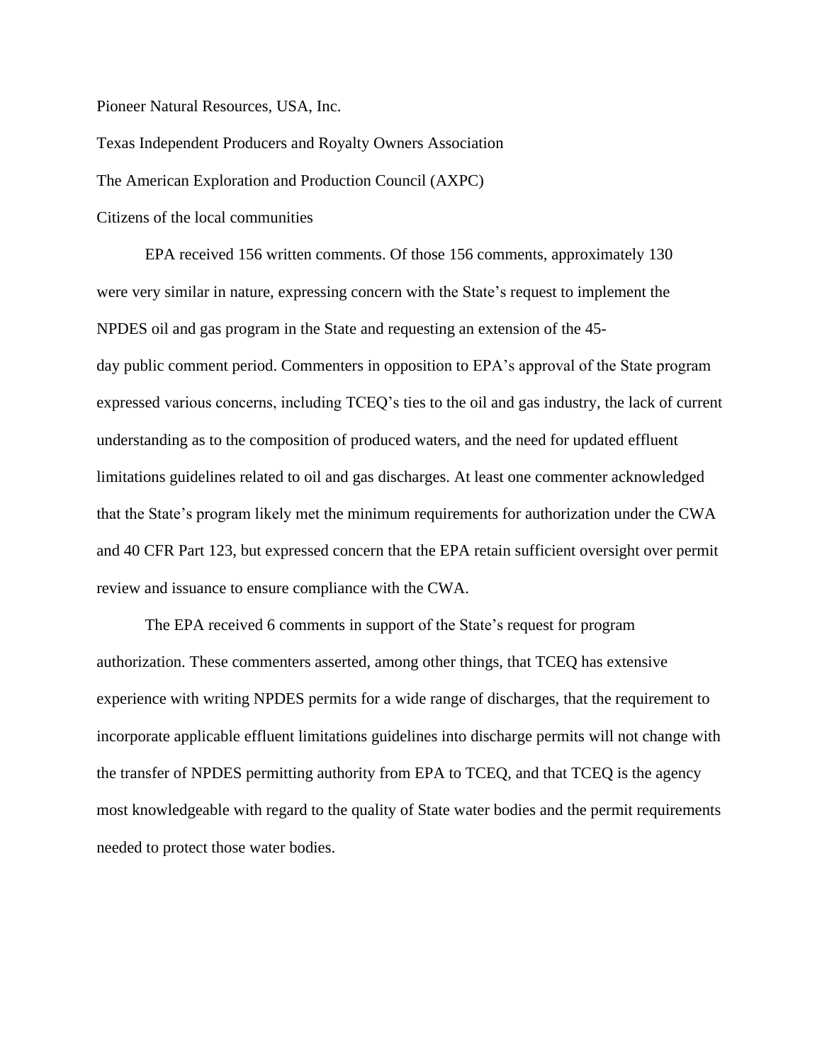Pioneer Natural Resources, USA, Inc.

Texas Independent Producers and Royalty Owners Association

The American Exploration and Production Council (AXPC)

Citizens of the local communities

EPA received 156 written comments. Of those 156 comments, approximately 130 were very similar in nature, expressing concern with the State's request to implement the NPDES oil and gas program in the State and requesting an extension of the 45-day public comment period. Commenters in opposition to EPA's approval of the State program expressed various concerns, including TCEQ's ties to the oil and gas industry, the lack of current understanding as to the composition of produced waters, and the need for updated effluent limitations guidelines related to oil and gas discharges. At least one commenter acknowledged that the State's program likely met the minimum requirements for authorization under the CWA and 40 CFR Part 123, but expressed concern that the EPA retain sufficient oversight over permit review and issuance to ensure compliance with the CWA.

The EPA received 6 comments in support of the State's request for program authorization. These commenters asserted, among other things, that TCEQ has extensive experience with writing NPDES permits for a wide range of discharges, that the requirement to incorporate applicable effluent limitations guidelines into discharge permits will not change with the transfer of NPDES permitting authority from EPA to TCEQ, and that TCEQ is the agency most knowledgeable with regard to the quality of State water bodies and the permit requirements needed to protect those water bodies.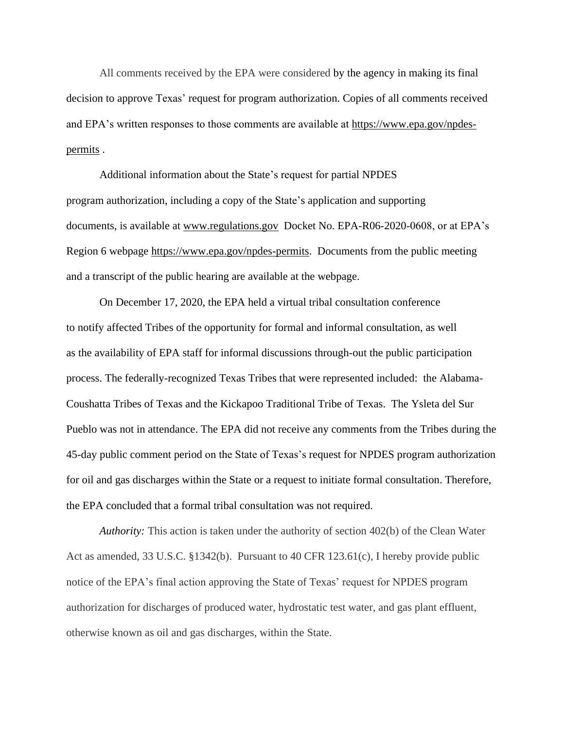All comments received by the EPA were considered by the agency in making its final decision to approve Texas' request for program authorization. Copies of all comments received and EPA's written responses to those comments are available at https://www.epa.gov/npdes-permits .

Additional information about the State's request for partial NPDES program authorization, including a copy of the State's application and supporting documents, is available at www.regulations.gov Docket No. EPA-R06-2020-0608, or at EPA's Region 6 webpage https://www.epa.gov/npdes-permits. Documents from the public meeting and a transcript of the public hearing are available at the webpage.

On December 17, 2020, the EPA held a virtual tribal consultation conference to notify affected Tribes of the opportunity for formal and informal consultation, as well as the availability of EPA staff for informal discussions through-out the public participation process. The federally-recognized Texas Tribes that were represented included: the Alabama-Coushatta Tribes of Texas and the Kickapoo Traditional Tribe of Texas. The Ysleta del Sur Pueblo was not in attendance. The EPA did not receive any comments from the Tribes during the 45-day public comment period on the State of Texas's request for NPDES program authorization for oil and gas discharges within the State or a request to initiate formal consultation. Therefore, the EPA concluded that a formal tribal consultation was not required.

*Authority:* This action is taken under the authority of section 402(b) of the Clean Water Act as amended, 33 U.S.C. §1342(b). Pursuant to 40 CFR 123.61(c), I hereby provide public notice of the EPA's final action approving the State of Texas' request for NPDES program authorization for discharges of produced water, hydrostatic test water, and gas plant effluent, otherwise known as oil and gas discharges, within the State.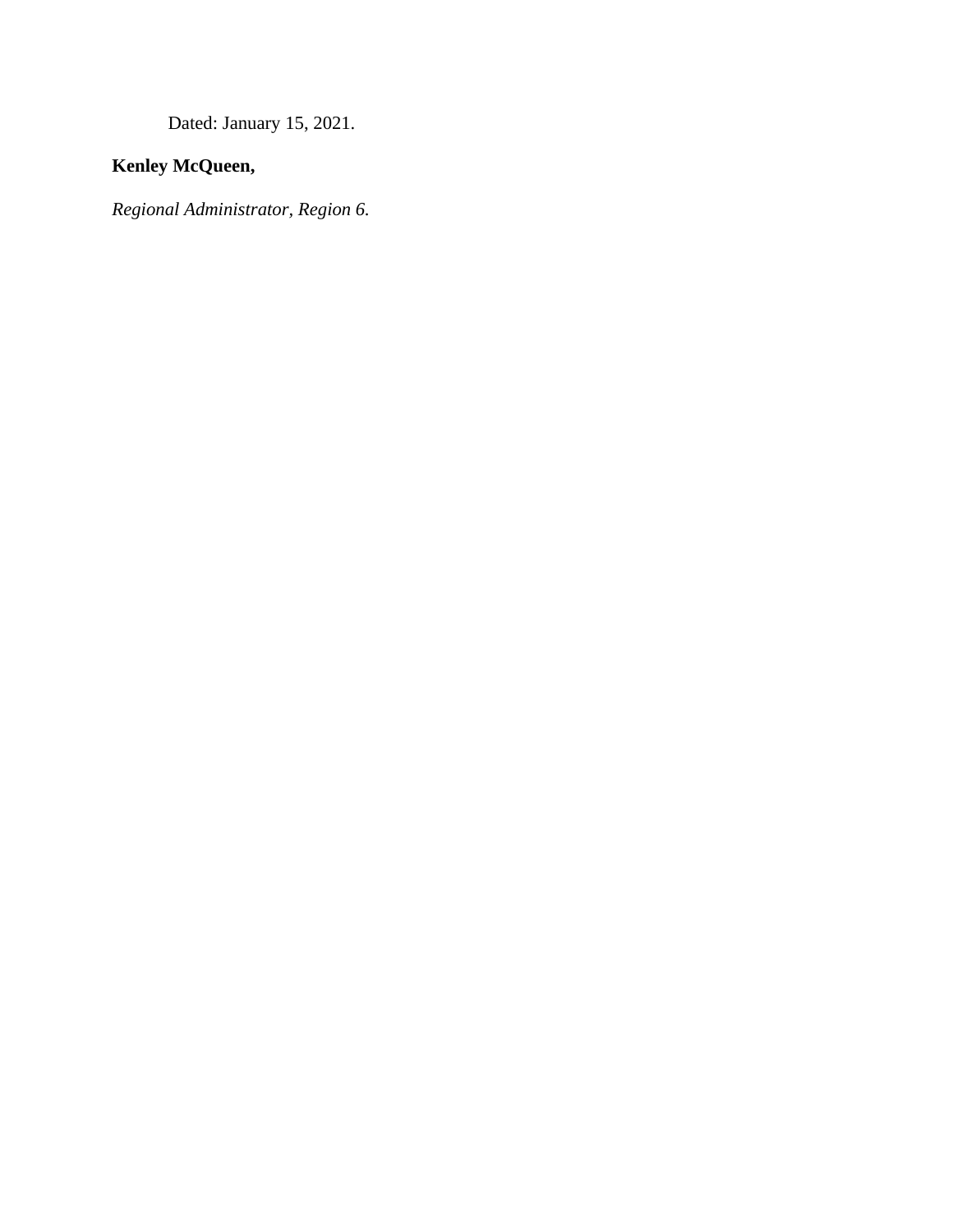Dated: January 15, 2021.

**Kenley McQueen,**

*Regional Administrator, Region 6.*